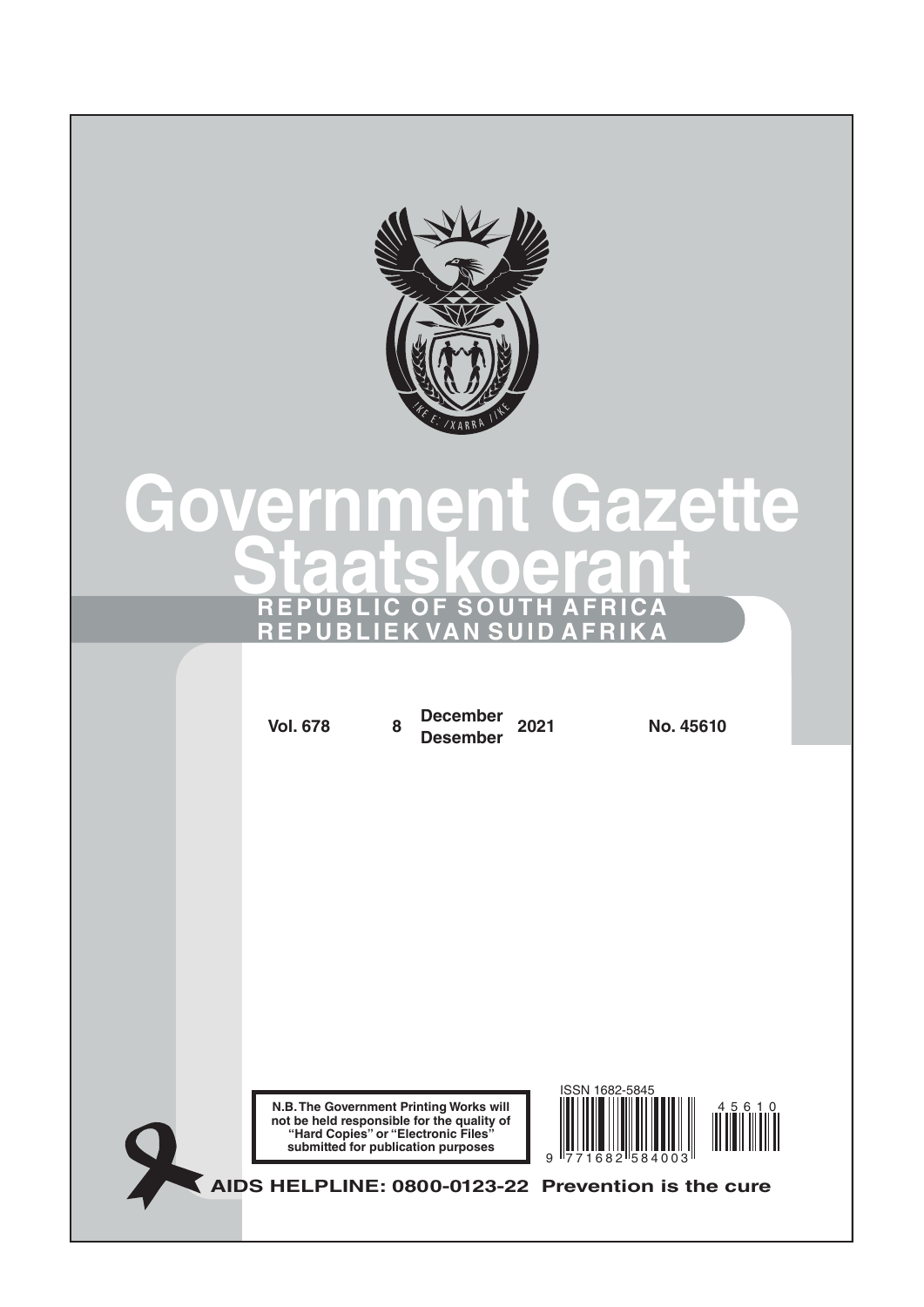# Government Gazette
# Staatskoerant

**REPUBLIC OF SOUTH AFRICA**
**REPUBLIEK VAN SUID AFRIKA**

**Vol. 678** **8** **December / Desember** **2021** **No. 45610**

**N.B. The Government Printing Works will not be held responsible for the quality of "Hard Copies" or "Electronic Files" submitted for publication purposes**

ISSN 1682-5845

9 771682 584003

45610

**AIDS HELPLINE: 0800-0123-22 Prevention is the cure**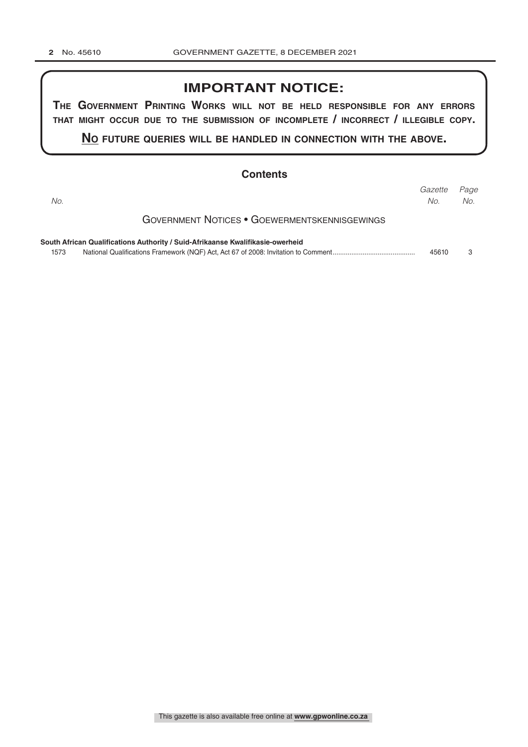## IMPORTANT NOTICE:

**The Government Printing Works will not be held responsible for any errors that might occur due to the submission of incomplete / incorrect / illegible copy.**

**No future queries will be handled in connection with the above.**

## Contents

| No. | | Gazette No. | Page No. |
|---|---|---|---|
| | **Government Notices • Goewermentskennisgewings** | | |
| | **South African Qualifications Authority / Suid-Afrikaanse Kwalifikasie-owerheid** | | |
| 1573 | National Qualifications Framework (NQF) Act, Act 67 of 2008: Invitation to Comment | 45610 | 3 |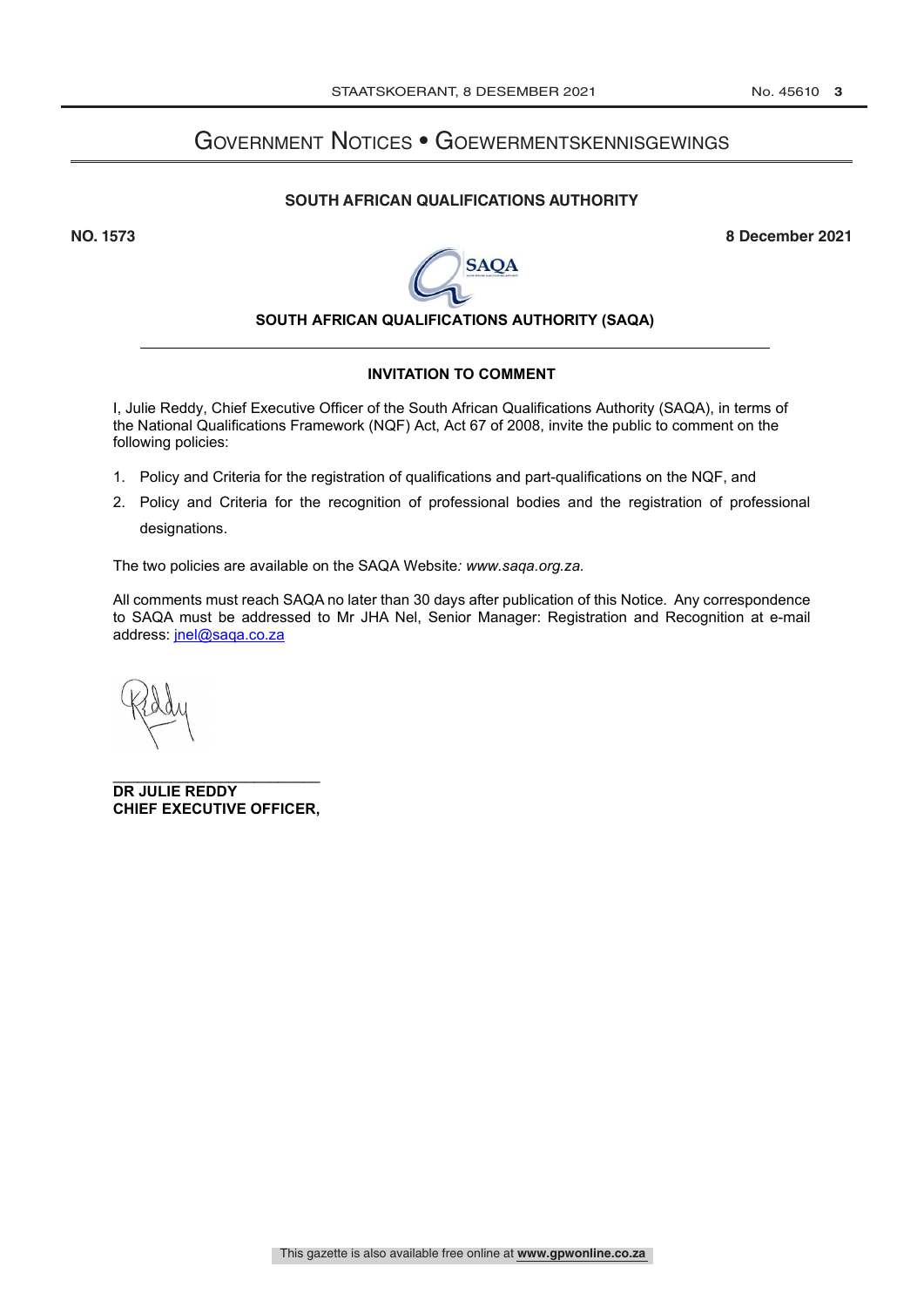# Government Notices • Goewermentskennisgewings

## SOUTH AFRICAN QUALIFICATIONS AUTHORITY

**NO. 1573** **8 December 2021**

## SOUTH AFRICAN QUALIFICATIONS AUTHORITY (SAQA)

### INVITATION TO COMMENT

I, Julie Reddy, Chief Executive Officer of the South African Qualifications Authority (SAQA), in terms of the National Qualifications Framework (NQF) Act, Act 67 of 2008, invite the public to comment on the following policies:

1. Policy and Criteria for the registration of qualifications and part-qualifications on the NQF, and
2. Policy and Criteria for the recognition of professional bodies and the registration of professional designations.

The two policies are available on the SAQA Website*: www.saqa.org.za.*

All comments must reach SAQA no later than 30 days after publication of this Notice. Any correspondence to SAQA must be addressed to Mr JHA Nel, Senior Manager: Registration and Recognition at e-mail address: jnel@saqa.co.za

**DR JULIE REDDY**
**CHIEF EXECUTIVE OFFICER,**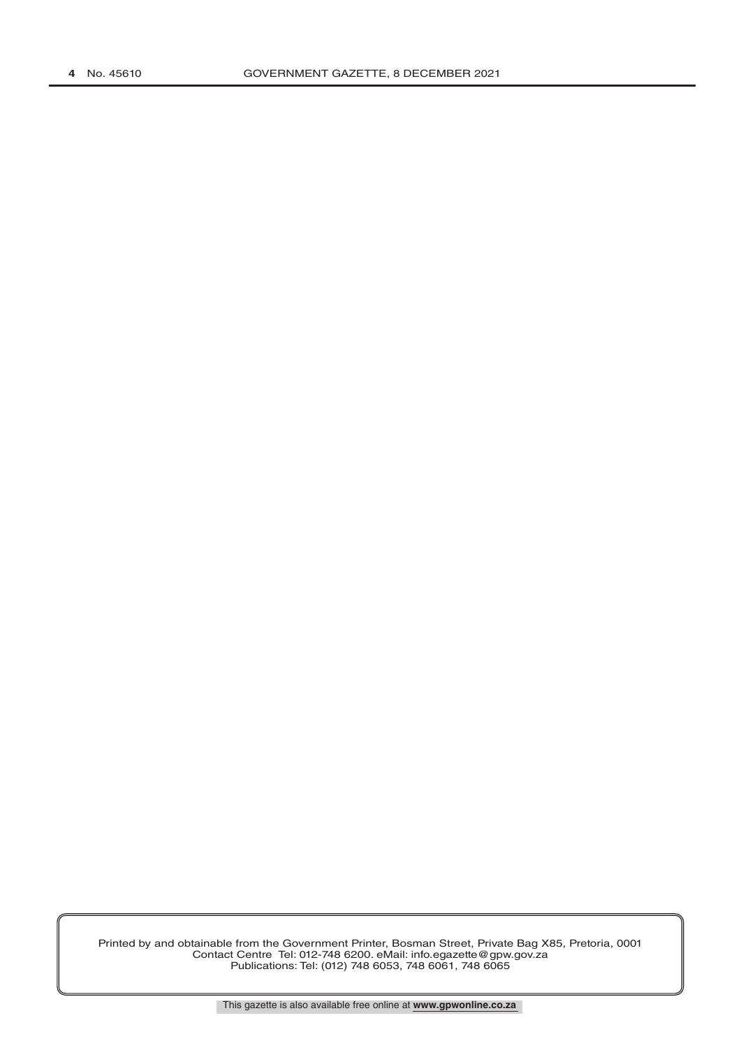Printed by and obtainable from the Government Printer, Bosman Street, Private Bag X85, Pretoria, 0001
Contact Centre Tel: 012-748 6200. eMail: info.egazette@gpw.gov.za
Publications: Tel: (012) 748 6053, 748 6061, 748 6065

This gazette is also available free online at **www.gpwonline.co.za**